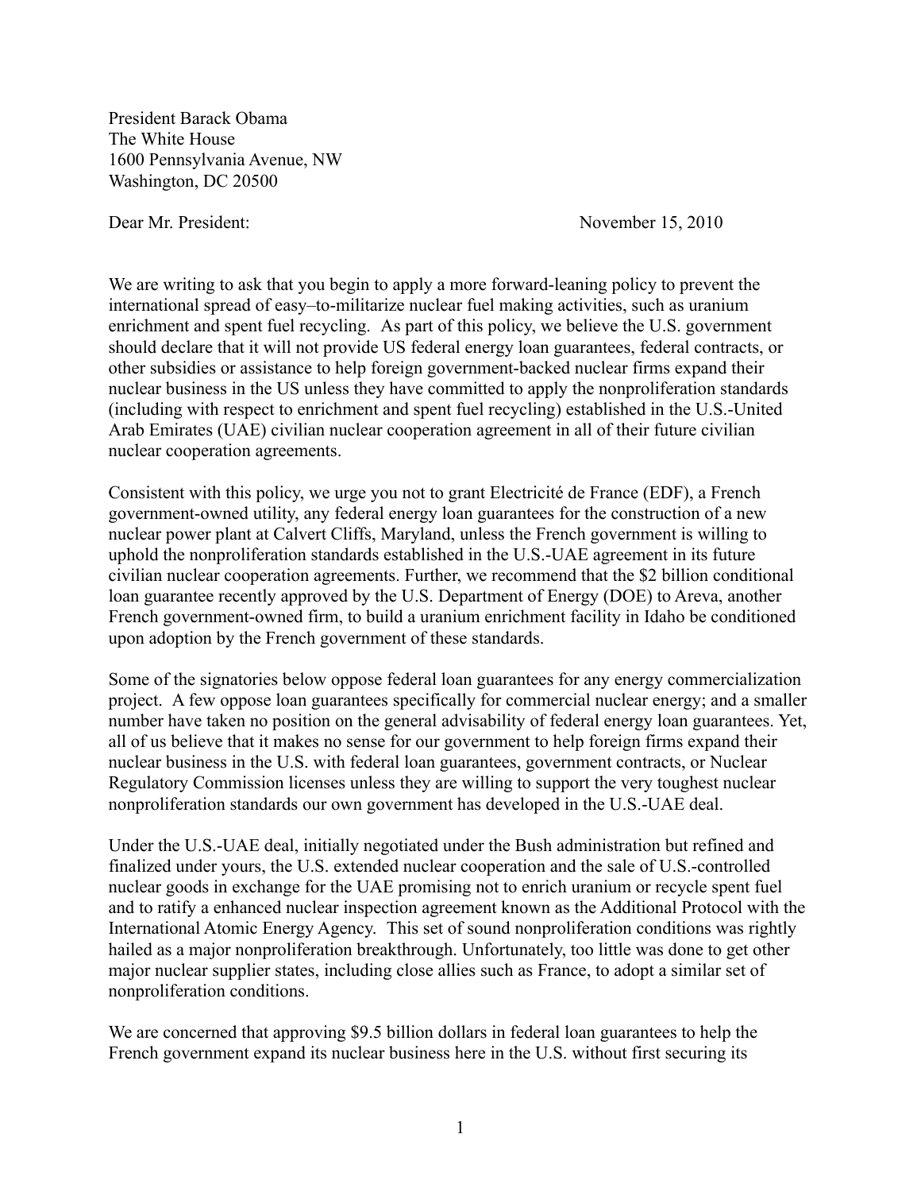President Barack Obama
The White House
1600 Pennsylvania Avenue, NW
Washington, DC 20500

Dear Mr. President: November 15, 2010

We are writing to ask that you begin to apply a more forward-leaning policy to prevent the international spread of easy–to-militarize nuclear fuel making activities, such as uranium enrichment and spent fuel recycling. As part of this policy, we believe the U.S. government should declare that it will not provide US federal energy loan guarantees, federal contracts, or other subsidies or assistance to help foreign government-backed nuclear firms expand their nuclear business in the US unless they have committed to apply the nonproliferation standards (including with respect to enrichment and spent fuel recycling) established in the U.S.-United Arab Emirates (UAE) civilian nuclear cooperation agreement in all of their future civilian nuclear cooperation agreements.

Consistent with this policy, we urge you not to grant Electricité de France (EDF), a French government-owned utility, any federal energy loan guarantees for the construction of a new nuclear power plant at Calvert Cliffs, Maryland, unless the French government is willing to uphold the nonproliferation standards established in the U.S.-UAE agreement in its future civilian nuclear cooperation agreements. Further, we recommend that the $2 billion conditional loan guarantee recently approved by the U.S. Department of Energy (DOE) to Areva, another French government-owned firm, to build a uranium enrichment facility in Idaho be conditioned upon adoption by the French government of these standards.

Some of the signatories below oppose federal loan guarantees for any energy commercialization project. A few oppose loan guarantees specifically for commercial nuclear energy; and a smaller number have taken no position on the general advisability of federal energy loan guarantees. Yet, all of us believe that it makes no sense for our government to help foreign firms expand their nuclear business in the U.S. with federal loan guarantees, government contracts, or Nuclear Regulatory Commission licenses unless they are willing to support the very toughest nuclear nonproliferation standards our own government has developed in the U.S.-UAE deal.

Under the U.S.-UAE deal, initially negotiated under the Bush administration but refined and finalized under yours, the U.S. extended nuclear cooperation and the sale of U.S.-controlled nuclear goods in exchange for the UAE promising not to enrich uranium or recycle spent fuel and to ratify a enhanced nuclear inspection agreement known as the Additional Protocol with the International Atomic Energy Agency. This set of sound nonproliferation conditions was rightly hailed as a major nonproliferation breakthrough. Unfortunately, too little was done to get other major nuclear supplier states, including close allies such as France, to adopt a similar set of nonproliferation conditions.

We are concerned that approving $9.5 billion dollars in federal loan guarantees to help the French government expand its nuclear business here in the U.S. without first securing its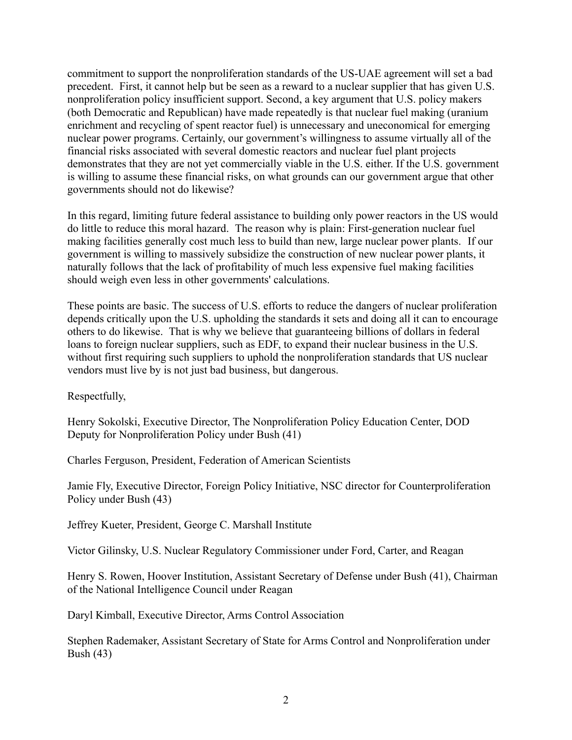commitment to support the nonproliferation standards of the US-UAE agreement will set a bad precedent. First, it cannot help but be seen as a reward to a nuclear supplier that has given U.S. nonproliferation policy insufficient support. Second, a key argument that U.S. policy makers (both Democratic and Republican) have made repeatedly is that nuclear fuel making (uranium enrichment and recycling of spent reactor fuel) is unnecessary and uneconomical for emerging nuclear power programs. Certainly, our government's willingness to assume virtually all of the financial risks associated with several domestic reactors and nuclear fuel plant projects demonstrates that they are not yet commercially viable in the U.S. either. If the U.S. government is willing to assume these financial risks, on what grounds can our government argue that other governments should not do likewise?

In this regard, limiting future federal assistance to building only power reactors in the US would do little to reduce this moral hazard. The reason why is plain: First-generation nuclear fuel making facilities generally cost much less to build than new, large nuclear power plants. If our government is willing to massively subsidize the construction of new nuclear power plants, it naturally follows that the lack of profitability of much less expensive fuel making facilities should weigh even less in other governments' calculations.

These points are basic. The success of U.S. efforts to reduce the dangers of nuclear proliferation depends critically upon the U.S. upholding the standards it sets and doing all it can to encourage others to do likewise. That is why we believe that guaranteeing billions of dollars in federal loans to foreign nuclear suppliers, such as EDF, to expand their nuclear business in the U.S. without first requiring such suppliers to uphold the nonproliferation standards that US nuclear vendors must live by is not just bad business, but dangerous.

Respectfully,

Henry Sokolski, Executive Director, The Nonproliferation Policy Education Center, DOD Deputy for Nonproliferation Policy under Bush (41)

Charles Ferguson, President, Federation of American Scientists

Jamie Fly, Executive Director, Foreign Policy Initiative, NSC director for Counterproliferation Policy under Bush (43)

Jeffrey Kueter, President, George C. Marshall Institute

Victor Gilinsky, U.S. Nuclear Regulatory Commissioner under Ford, Carter, and Reagan

Henry S. Rowen, Hoover Institution, Assistant Secretary of Defense under Bush (41), Chairman of the National Intelligence Council under Reagan

Daryl Kimball, Executive Director, Arms Control Association

Stephen Rademaker, Assistant Secretary of State for Arms Control and Nonproliferation under Bush (43)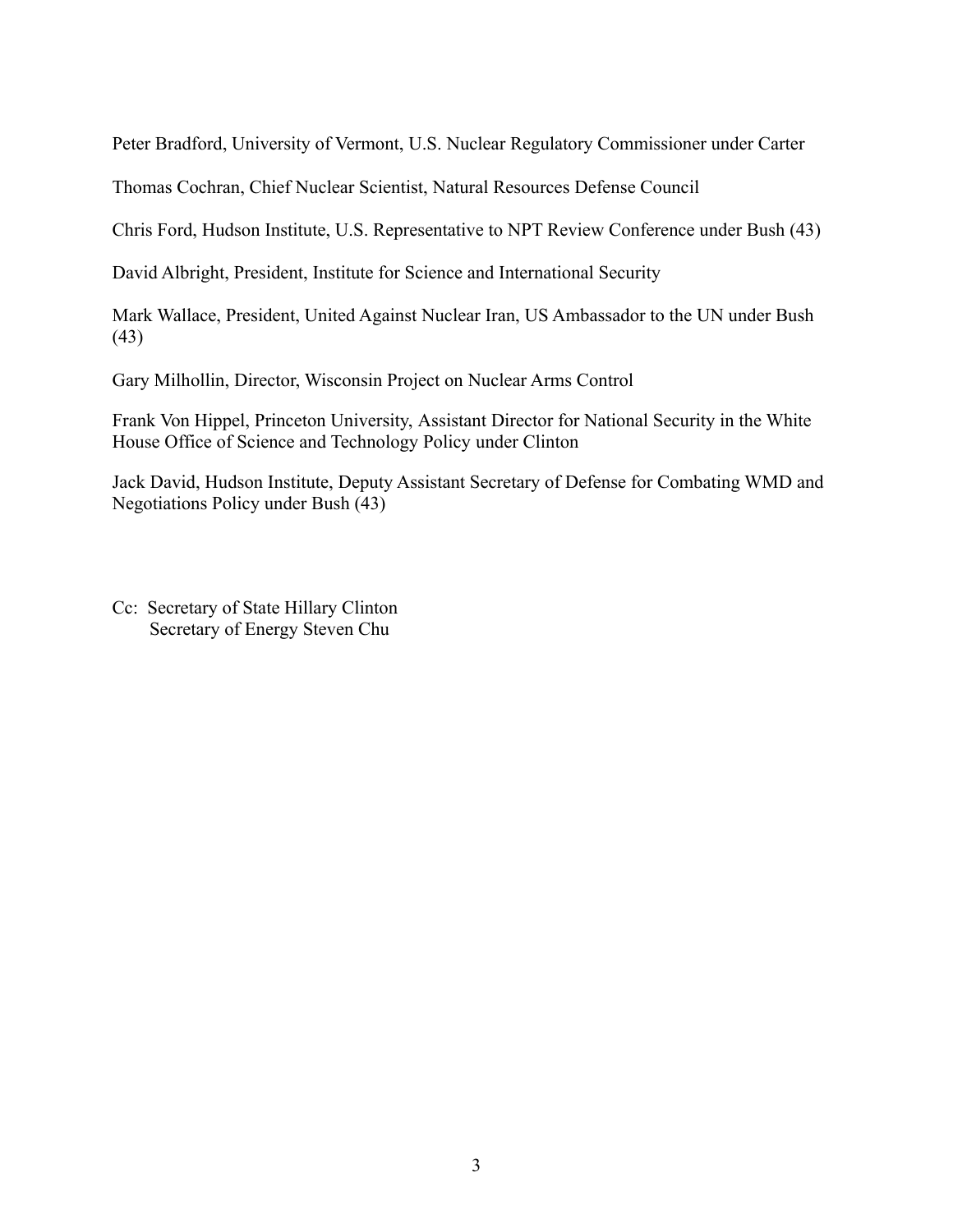Peter Bradford, University of Vermont, U.S. Nuclear Regulatory Commissioner under Carter

Thomas Cochran, Chief Nuclear Scientist, Natural Resources Defense Council

Chris Ford, Hudson Institute, U.S. Representative to NPT Review Conference under Bush (43)

David Albright, President, Institute for Science and International Security

Mark Wallace, President, United Against Nuclear Iran, US Ambassador to the UN under Bush (43)

Gary Milhollin, Director, Wisconsin Project on Nuclear Arms Control

Frank Von Hippel, Princeton University, Assistant Director for National Security in the White House Office of Science and Technology Policy under Clinton

Jack David, Hudson Institute, Deputy Assistant Secretary of Defense for Combating WMD and Negotiations Policy under Bush (43)

Cc: Secretary of State Hillary Clinton
Secretary of Energy Steven Chu